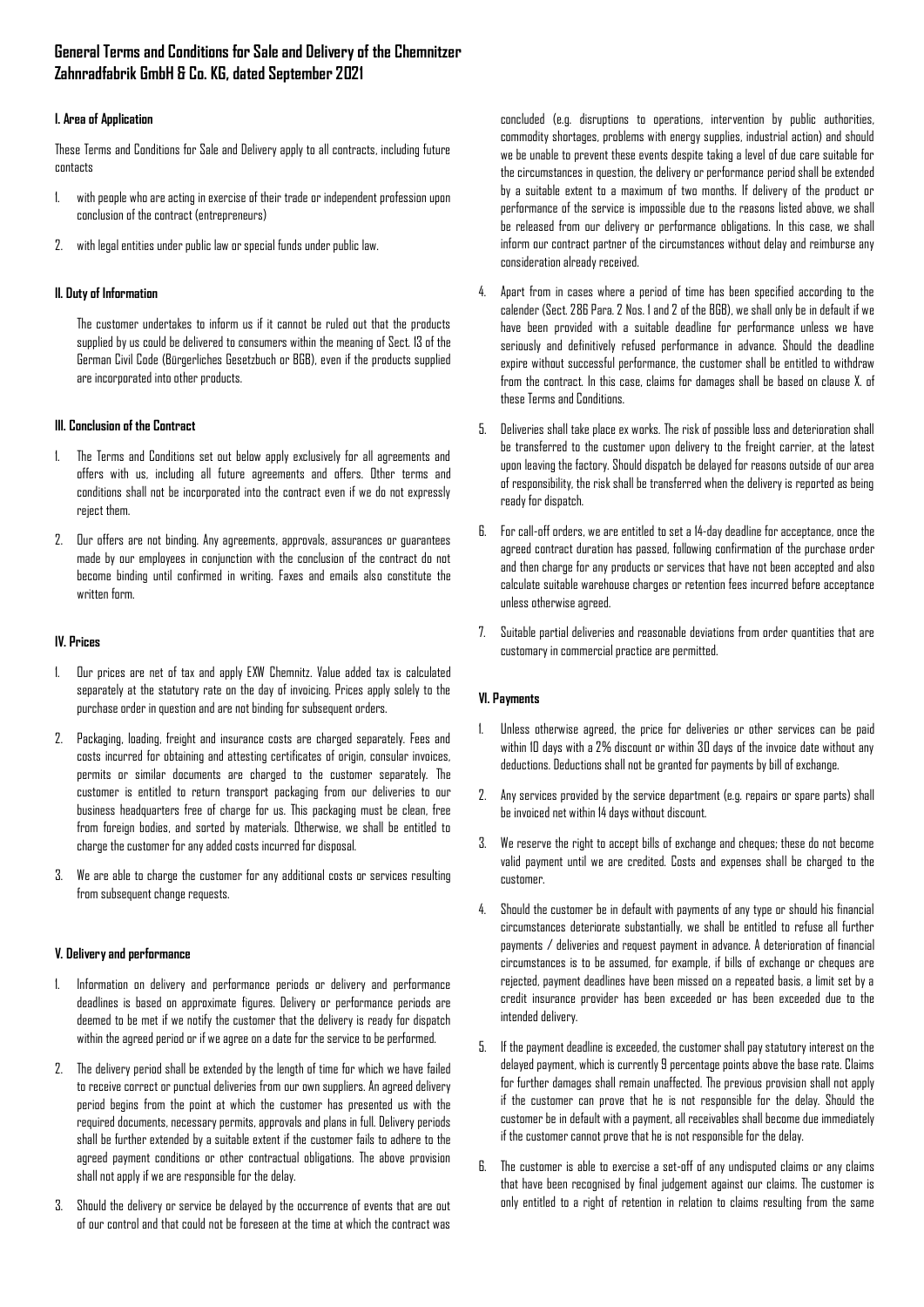# General Terms and Conditions for Sale and Delivery of the Chemnitzer Zahnradfabrik GmbH & Co. KG, dated September 2021

## I. Area of Application

These Terms and Conditions for Sale and Delivery apply to all contracts, including future contacts

1. with people who are acting in exercise of their trade or independent profession upon conclusion of the contract (entrepreneurs)
2. with legal entities under public law or special funds under public law.

## II. Duty of Information

The customer undertakes to inform us if it cannot be ruled out that the products supplied by us could be delivered to consumers within the meaning of Sect. 13 of the German Civil Code (Bürgerliches Gesetzbuch or BGB), even if the products supplied are incorporated into other products.

## III. Conclusion of the Contract

1. The Terms and Conditions set out below apply exclusively for all agreements and offers with us, including all future agreements and offers. Other terms and conditions shall not be incorporated into the contract even if we do not expressly reject them.
2. Our offers are not binding. Any agreements, approvals, assurances or guarantees made by our employees in conjunction with the conclusion of the contract do not become binding until confirmed in writing. Faxes and emails also constitute the written form.

## IV. Prices

1. Our prices are net of tax and apply EXW Chemnitz. Value added tax is calculated separately at the statutory rate on the day of invoicing. Prices apply solely to the purchase order in question and are not binding for subsequent orders.
2. Packaging, loading, freight and insurance costs are charged separately. Fees and costs incurred for obtaining and attesting certificates of origin, consular invoices, permits or similar documents are charged to the customer separately. The customer is entitled to return transport packaging from our deliveries to our business headquarters free of charge for us. This packaging must be clean, free from foreign bodies, and sorted by materials. Otherwise, we shall be entitled to charge the customer for any added costs incurred for disposal.
3. We are able to charge the customer for any additional costs or services resulting from subsequent change requests.

## V. Delivery and performance

1. Information on delivery and performance periods or delivery and performance deadlines is based on approximate figures. Delivery or performance periods are deemed to be met if we notify the customer that the delivery is ready for dispatch within the agreed period or if we agree on a date for the service to be performed.
2. The delivery period shall be extended by the length of time for which we have failed to receive correct or punctual deliveries from our own suppliers. An agreed delivery period begins from the point at which the customer has presented us with the required documents, necessary permits, approvals and plans in full. Delivery periods shall be further extended by a suitable extent if the customer fails to adhere to the agreed payment conditions or other contractual obligations. The above provision shall not apply if we are responsible for the delay.
3. Should the delivery or service be delayed by the occurrence of events that are out of our control and that could not be foreseen at the time at which the contract was concluded (e.g. disruptions to operations, intervention by public authorities, commodity shortages, problems with energy supplies, industrial action) and should we be unable to prevent these events despite taking a level of due care suitable for the circumstances in question, the delivery or performance period shall be extended by a suitable extent to a maximum of two months. If delivery of the product or performance of the service is impossible due to the reasons listed above, we shall be released from our delivery or performance obligations. In this case, we shall inform our contract partner of the circumstances without delay and reimburse any consideration already received.
4. Apart from in cases where a period of time has been specified according to the calender (Sect. 286 Para. 2 Nos. 1 and 2 of the BGB), we shall only be in default if we have been provided with a suitable deadline for performance unless we have seriously and definitively refused performance in advance. Should the deadline expire without successful performance, the customer shall be entitled to withdraw from the contract. In this case, claims for damages shall be based on clause X. of these Terms and Conditions.
5. Deliveries shall take place ex works. The risk of possible loss and deterioration shall be transferred to the customer upon delivery to the freight carrier, at the latest upon leaving the factory. Should dispatch be delayed for reasons outside of our area of responsibility, the risk shall be transferred when the delivery is reported as being ready for dispatch.
6. For call-off orders, we are entitled to set a 14-day deadline for acceptance, once the agreed contract duration has passed, following confirmation of the purchase order and then charge for any products or services that have not been accepted and also calculate suitable warehouse charges or retention fees incurred before acceptance unless otherwise agreed.
7. Suitable partial deliveries and reasonable deviations from order quantities that are customary in commercial practice are permitted.

## VI. Payments

1. Unless otherwise agreed, the price for deliveries or other services can be paid within 10 days with a 2% discount or within 30 days of the invoice date without any deductions. Deductions shall not be granted for payments by bill of exchange.
2. Any services provided by the service department (e.g. repairs or spare parts) shall be invoiced net within 14 days without discount.
3. We reserve the right to accept bills of exchange and cheques; these do not become valid payment until we are credited. Costs and expenses shall be charged to the customer.
4. Should the customer be in default with payments of any type or should his financial circumstances deteriorate substantially, we shall be entitled to refuse all further payments / deliveries and request payment in advance. A deterioration of financial circumstances is to be assumed, for example, if bills of exchange or cheques are rejected, payment deadlines have been missed on a repeated basis, a limit set by a credit insurance provider has been exceeded or has been exceeded due to the intended delivery.
5. If the payment deadline is exceeded, the customer shall pay statutory interest on the delayed payment, which is currently 9 percentage points above the base rate. Claims for further damages shall remain unaffected. The previous provision shall not apply if the customer can prove that he is not responsible for the delay. Should the customer be in default with a payment, all receivables shall become due immediately if the customer cannot prove that he is not responsible for the delay.
6. The customer is able to exercise a set-off of any undisputed claims or any claims that have been recognised by final judgement against our claims. The customer is only entitled to a right of retention in relation to claims resulting from the same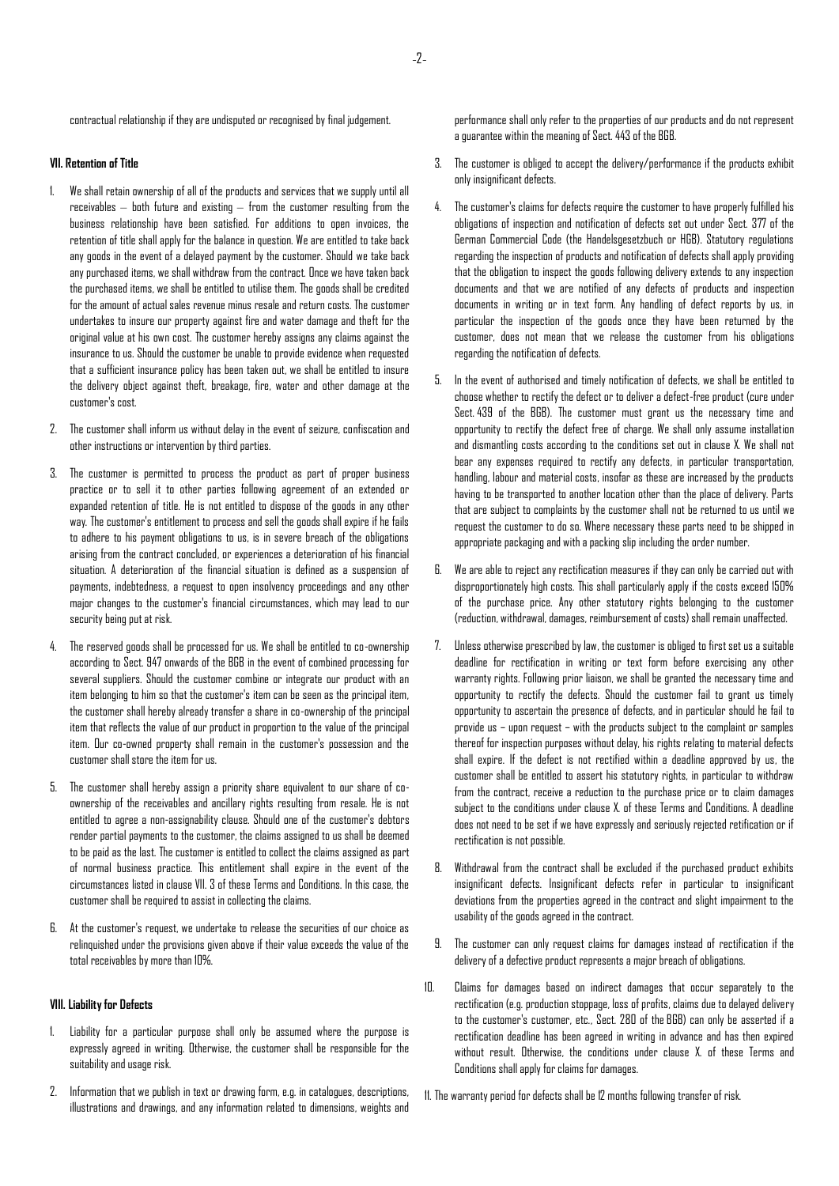contractual relationship if they are undisputed or recognised by final judgement.

### VII. Retention of Title

1. We shall retain ownership of all of the products and services that we supply until all receivables – both future and existing – from the customer resulting from the business relationship have been satisfied. For additions to open invoices, the retention of title shall apply for the balance in question. We are entitled to take back any goods in the event of a delayed payment by the customer. Should we take back any purchased items, we shall withdraw from the contract. Once we have taken back the purchased items, we shall be entitled to utilise them. The goods shall be credited for the amount of actual sales revenue minus resale and return costs. The customer undertakes to insure our property against fire and water damage and theft for the original value at his own cost. The customer hereby assigns any claims against the insurance to us. Should the customer be unable to provide evidence when requested that a sufficient insurance policy has been taken out, we shall be entitled to insure the delivery object against theft, breakage, fire, water and other damage at the customer's cost.

2. The customer shall inform us without delay in the event of seizure, confiscation and other instructions or intervention by third parties.

3. The customer is permitted to process the product as part of proper business practice or to sell it to other parties following agreement of an extended or expanded retention of title. He is not entitled to dispose of the goods in any other way. The customer's entitlement to process and sell the goods shall expire if he fails to adhere to his payment obligations to us, is in severe breach of the obligations arising from the contract concluded, or experiences a deterioration of his financial situation. A deterioration of the financial situation is defined as a suspension of payments, indebtedness, a request to open insolvency proceedings and any other major changes to the customer's financial circumstances, which may lead to our security being put at risk.

4. The reserved goods shall be processed for us. We shall be entitled to co-ownership according to Sect. 947 onwards of the BGB in the event of combined processing for several suppliers. Should the customer combine or integrate our product with an item belonging to him so that the customer's item can be seen as the principal item, the customer shall hereby already transfer a share in co-ownership of the principal item that reflects the value of our product in proportion to the value of the principal item. Our co-owned property shall remain in the customer's possession and the customer shall store the item for us.

5. The customer shall hereby assign a priority share equivalent to our share of co-ownership of the receivables and ancillary rights resulting from resale. He is not entitled to agree a non-assignability clause. Should one of the customer's debtors render partial payments to the customer, the claims assigned to us shall be deemed to be paid as the last. The customer is entitled to collect the claims assigned as part of normal business practice. This entitlement shall expire in the event of the circumstances listed in clause VII. 3 of these Terms and Conditions. In this case, the customer shall be required to assist in collecting the claims.

6. At the customer's request, we undertake to release the securities of our choice as relinquished under the provisions given above if their value exceeds the value of the total receivables by more than 10%.

### VIII. Liability for Defects

1. Liability for a particular purpose shall only be assumed where the purpose is expressly agreed in writing. Otherwise, the customer shall be responsible for the suitability and usage risk.

2. Information that we publish in text or drawing form, e.g. in catalogues, descriptions, illustrations and drawings, and any information related to dimensions, weights and performance shall only refer to the properties of our products and do not represent a guarantee within the meaning of Sect. 443 of the BGB.

3. The customer is obliged to accept the delivery/performance if the products exhibit only insignificant defects.

4. The customer's claims for defects require the customer to have properly fulfilled his obligations of inspection and notification of defects set out under Sect. 377 of the German Commercial Code (the Handelsgesetzbuch or HGB). Statutory regulations regarding the inspection of products and notification of defects shall apply providing that the obligation to inspect the goods following delivery extends to any inspection documents and that we are notified of any defects of products and inspection documents in writing or in text form. Any handling of defect reports by us, in particular the inspection of the goods once they have been returned by the customer, does not mean that we release the customer from his obligations regarding the notification of defects.

5. In the event of authorised and timely notification of defects, we shall be entitled to choose whether to rectify the defect or to deliver a defect-free product (cure under Sect. 439 of the BGB). The customer must grant us the necessary time and opportunity to rectify the defect free of charge. We shall only assume installation and dismantling costs according to the conditions set out in clause X. We shall not bear any expenses required to rectify any defects, in particular transportation, handling, labour and material costs, insofar as these are increased by the products having to be transported to another location other than the place of delivery. Parts that are subject to complaints by the customer shall not be returned to us until we request the customer to do so. Where necessary these parts need to be shipped in appropriate packaging and with a packing slip including the order number.

6. We are able to reject any rectification measures if they can only be carried out with disproportionately high costs. This shall particularly apply if the costs exceed 150% of the purchase price. Any other statutory rights belonging to the customer (reduction, withdrawal, damages, reimbursement of costs) shall remain unaffected.

7. Unless otherwise prescribed by law, the customer is obliged to first set us a suitable deadline for rectification in writing or text form before exercising any other warranty rights. Following prior liaison, we shall be granted the necessary time and opportunity to rectify the defects. Should the customer fail to grant us timely opportunity to ascertain the presence of defects, and in particular should he fail to provide us – upon request – with the products subject to the complaint or samples thereof for inspection purposes without delay, his rights relating to material defects shall expire. If the defect is not rectified within a deadline approved by us, the customer shall be entitled to assert his statutory rights, in particular to withdraw from the contract, receive a reduction to the purchase price or to claim damages subject to the conditions under clause X. of these Terms and Conditions. A deadline does not need to be set if we have expressly and seriously rejected retification or if rectification is not possible.

8. Withdrawal from the contract shall be excluded if the purchased product exhibits insignificant defects. Insignificant defects refer in particular to insignificant deviations from the properties agreed in the contract and slight impairment to the usability of the goods agreed in the contract.

9. The customer can only request claims for damages instead of rectification if the delivery of a defective product represents a major breach of obligations.

10. Claims for damages based on indirect damages that occur separately to the rectification (e.g. production stoppage, loss of profits, claims due to delayed delivery to the customer's customer, etc., Sect. 280 of the BGB) can only be asserted if a rectification deadline has been agreed in writing in advance and has then expired without result. Otherwise, the conditions under clause X. of these Terms and Conditions shall apply for claims for damages.

11. The warranty period for defects shall be 12 months following transfer of risk.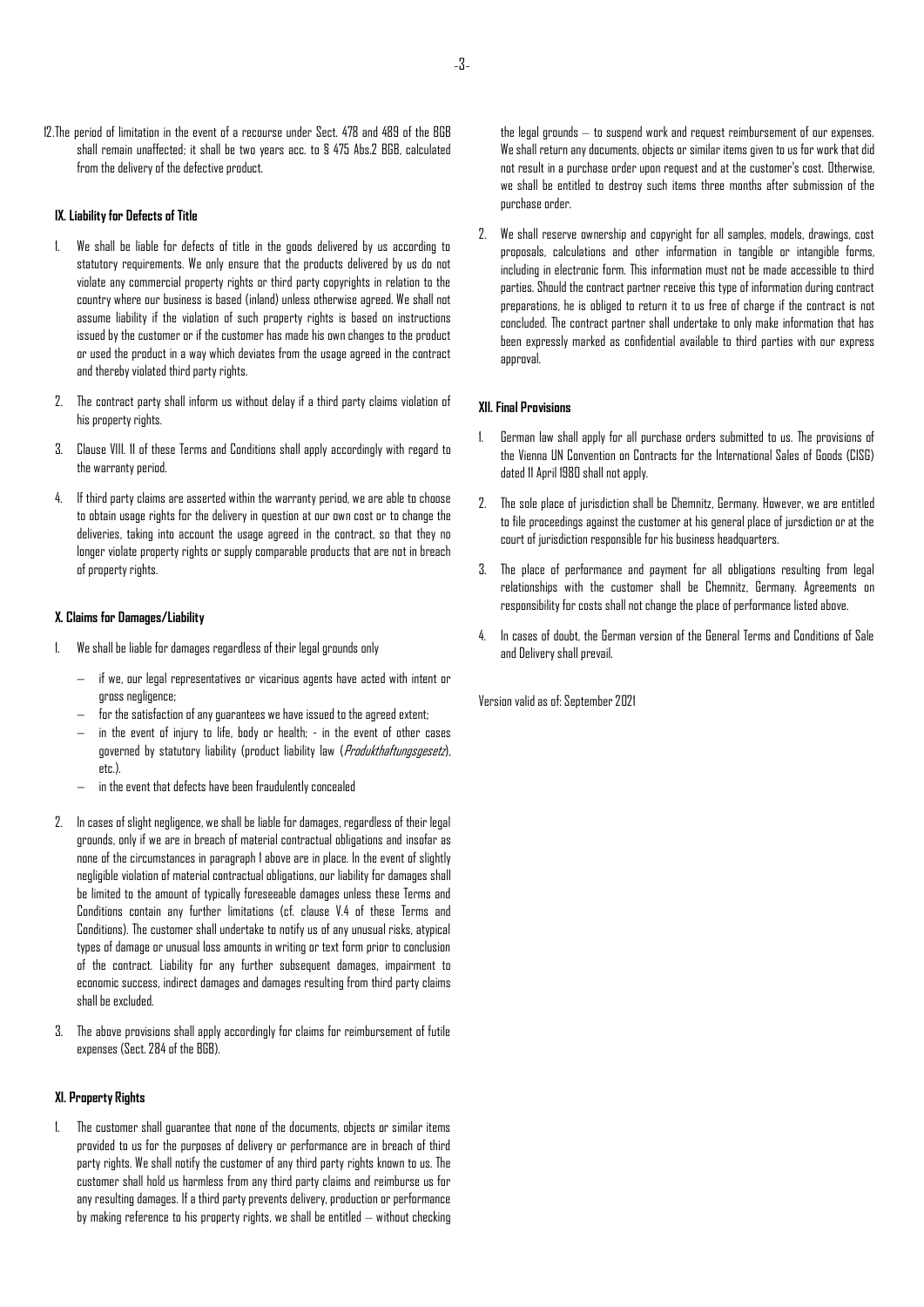12. The period of limitation in the event of a recourse under Sect. 478 and 489 of the BGB shall remain unaffected; it shall be two years acc. to § 475 Abs.2 BGB, calculated from the delivery of the defective product.

### IX. Liability for Defects of Title

1. We shall be liable for defects of title in the goods delivered by us according to statutory requirements. We only ensure that the products delivered by us do not violate any commercial property rights or third party copyrights in relation to the country where our business is based (inland) unless otherwise agreed. We shall not assume liability if the violation of such property rights is based on instructions issued by the customer or if the customer has made his own changes to the product or used the product in a way which deviates from the usage agreed in the contract and thereby violated third party rights.

2. The contract party shall inform us without delay if a third party claims violation of his property rights.

3. Clause VIII. 11 of these Terms and Conditions shall apply accordingly with regard to the warranty period.

4. If third party claims are asserted within the warranty period, we are able to choose to obtain usage rights for the delivery in question at our own cost or to change the deliveries, taking into account the usage agreed in the contract, so that they no longer violate property rights or supply comparable products that are not in breach of property rights.

### X. Claims for Damages/Liability

1. We shall be liable for damages regardless of their legal grounds only
   - if we, our legal representatives or vicarious agents have acted with intent or gross negligence;
   - for the satisfaction of any guarantees we have issued to the agreed extent;
   - in the event of injury to life, body or health; - in the event of other cases governed by statutory liability (product liability law (*Produkthaftungsgesetz*), etc.).
   - in the event that defects have been fraudulently concealed

2. In cases of slight negligence, we shall be liable for damages, regardless of their legal grounds, only if we are in breach of material contractual obligations and insofar as none of the circumstances in paragraph 1 above are in place. In the event of slightly negligible violation of material contractual obligations, our liability for damages shall be limited to the amount of typically foreseeable damages unless these Terms and Conditions contain any further limitations (cf. clause V.4 of these Terms and Conditions). The customer shall undertake to notify us of any unusual risks, atypical types of damage or unusual loss amounts in writing or text form prior to conclusion of the contract. Liability for any further subsequent damages, impairment to economic success, indirect damages and damages resulting from third party claims shall be excluded.

3. The above provisions shall apply accordingly for claims for reimbursement of futile expenses (Sect. 284 of the BGB).

### XI. Property Rights

1. The customer shall guarantee that none of the documents, objects or similar items provided to us for the purposes of delivery or performance are in breach of third party rights. We shall notify the customer of any third party rights known to us. The customer shall hold us harmless from any third party claims and reimburse us for any resulting damages. If a third party prevents delivery, production or performance by making reference to his property rights, we shall be entitled – without checking the legal grounds – to suspend work and request reimbursement of our expenses. We shall return any documents, objects or similar items given to us for work that did not result in a purchase order upon request and at the customer's cost. Otherwise, we shall be entitled to destroy such items three months after submission of the purchase order.

2. We shall reserve ownership and copyright for all samples, models, drawings, cost proposals, calculations and other information in tangible or intangible forms, including in electronic form. This information must not be made accessible to third parties. Should the contract partner receive this type of information during contract preparations, he is obliged to return it to us free of charge if the contract is not concluded. The contract partner shall undertake to only make information that has been expressly marked as confidential available to third parties with our express approval.

### XII. Final Provisions

1. German law shall apply for all purchase orders submitted to us. The provisions of the Vienna UN Convention on Contracts for the International Sales of Goods (CISG) dated 11 April 1980 shall not apply.

2. The sole place of jurisdiction shall be Chemnitz, Germany. However, we are entitled to file proceedings against the customer at his general place of jursdiction or at the court of jurisdiction responsible for his business headquarters.

3. The place of performance and payment for all obligations resulting from legal relationships with the customer shall be Chemnitz, Germany. Agreements on responsibility for costs shall not change the place of performance listed above.

4. In cases of doubt, the German version of the General Terms and Conditions of Sale and Delivery shall prevail.

Version valid as of: September 2021